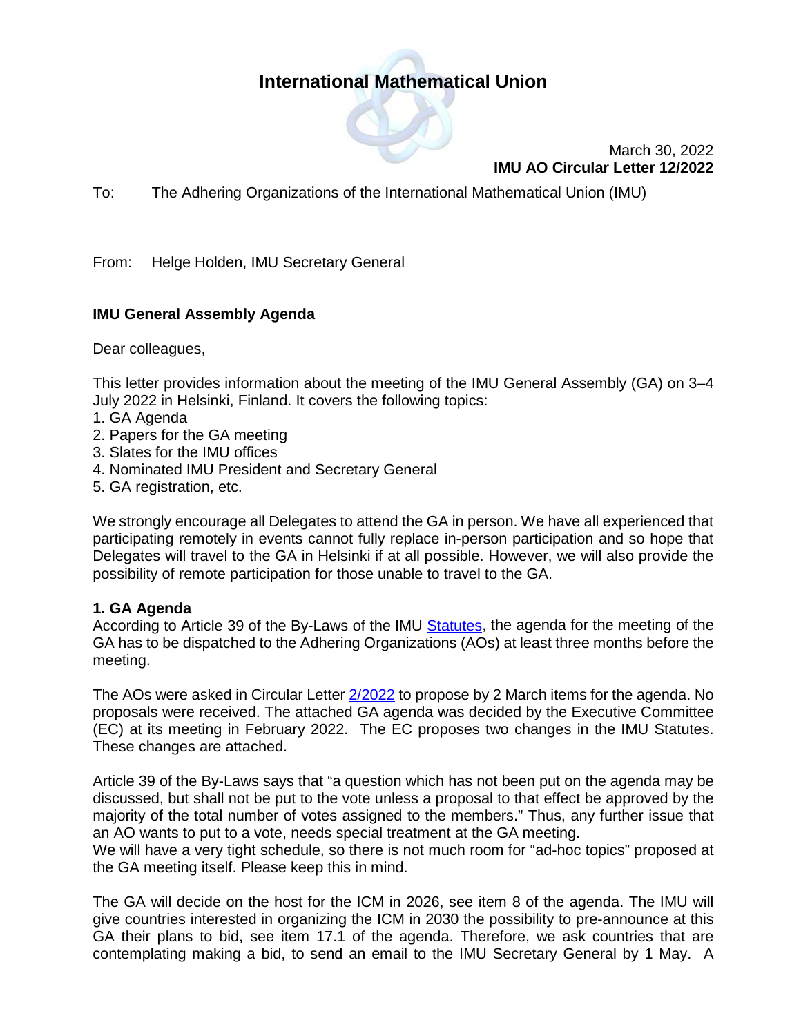# International Mathematical Union

March 30, 2022
**IMU AO Circular Letter 12/2022**

To: The Adhering Organizations of the International Mathematical Union (IMU)

From: Helge Holden, IMU Secretary General

**IMU General Assembly Agenda**

Dear colleagues,

This letter provides information about the meeting of the IMU General Assembly (GA) on 3–4 July 2022 in Helsinki, Finland. It covers the following topics:

1. GA Agenda
2. Papers for the GA meeting
3. Slates for the IMU offices
4. Nominated IMU President and Secretary General
5. GA registration, etc.

We strongly encourage all Delegates to attend the GA in person. We have all experienced that participating remotely in events cannot fully replace in-person participation and so hope that Delegates will travel to the GA in Helsinki if at all possible. However, we will also provide the possibility of remote participation for those unable to travel to the GA.

## 1. GA Agenda

According to Article 39 of the By-Laws of the IMU Statutes, the agenda for the meeting of the GA has to be dispatched to the Adhering Organizations (AOs) at least three months before the meeting.

The AOs were asked in Circular Letter 2/2022 to propose by 2 March items for the agenda. No proposals were received. The attached GA agenda was decided by the Executive Committee (EC) at its meeting in February 2022. The EC proposes two changes in the IMU Statutes. These changes are attached.

Article 39 of the By-Laws says that "a question which has not been put on the agenda may be discussed, but shall not be put to the vote unless a proposal to that effect be approved by the majority of the total number of votes assigned to the members." Thus, any further issue that an AO wants to put to a vote, needs special treatment at the GA meeting.
We will have a very tight schedule, so there is not much room for "ad-hoc topics" proposed at the GA meeting itself. Please keep this in mind.

The GA will decide on the host for the ICM in 2026, see item 8 of the agenda. The IMU will give countries interested in organizing the ICM in 2030 the possibility to pre-announce at this GA their plans to bid, see item 17.1 of the agenda. Therefore, we ask countries that are contemplating making a bid, to send an email to the IMU Secretary General by 1 May. A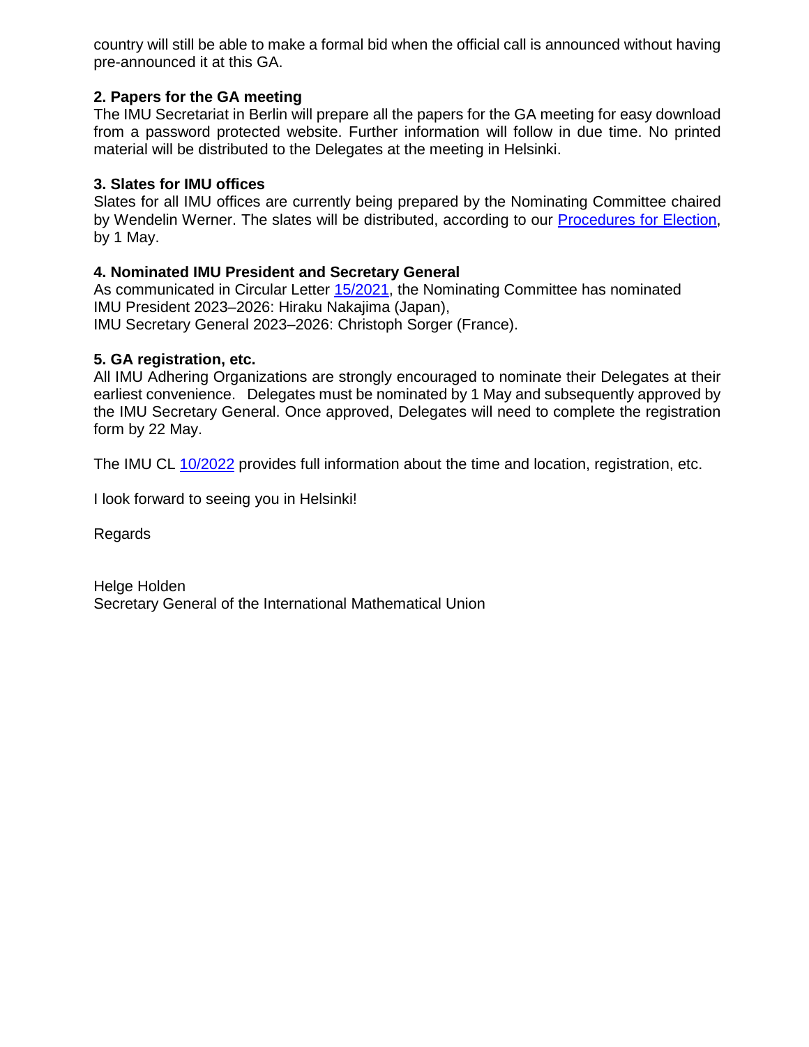country will still be able to make a formal bid when the official call is announced without having pre-announced it at this GA.

**2. Papers for the GA meeting**

The IMU Secretariat in Berlin will prepare all the papers for the GA meeting for easy download from a password protected website. Further information will follow in due time. No printed material will be distributed to the Delegates at the meeting in Helsinki.

**3. Slates for IMU offices**

Slates for all IMU offices are currently being prepared by the Nominating Committee chaired by Wendelin Werner. The slates will be distributed, according to our Procedures for Election, by 1 May.

**4. Nominated IMU President and Secretary General**

As communicated in Circular Letter 15/2021, the Nominating Committee has nominated
IMU President 2023–2026: Hiraku Nakajima (Japan),
IMU Secretary General 2023–2026: Christoph Sorger (France).

**5. GA registration, etc.**

All IMU Adhering Organizations are strongly encouraged to nominate their Delegates at their earliest convenience. Delegates must be nominated by 1 May and subsequently approved by the IMU Secretary General. Once approved, Delegates will need to complete the registration form by 22 May.

The IMU CL 10/2022 provides full information about the time and location, registration, etc.

I look forward to seeing you in Helsinki!

Regards

Helge Holden
Secretary General of the International Mathematical Union